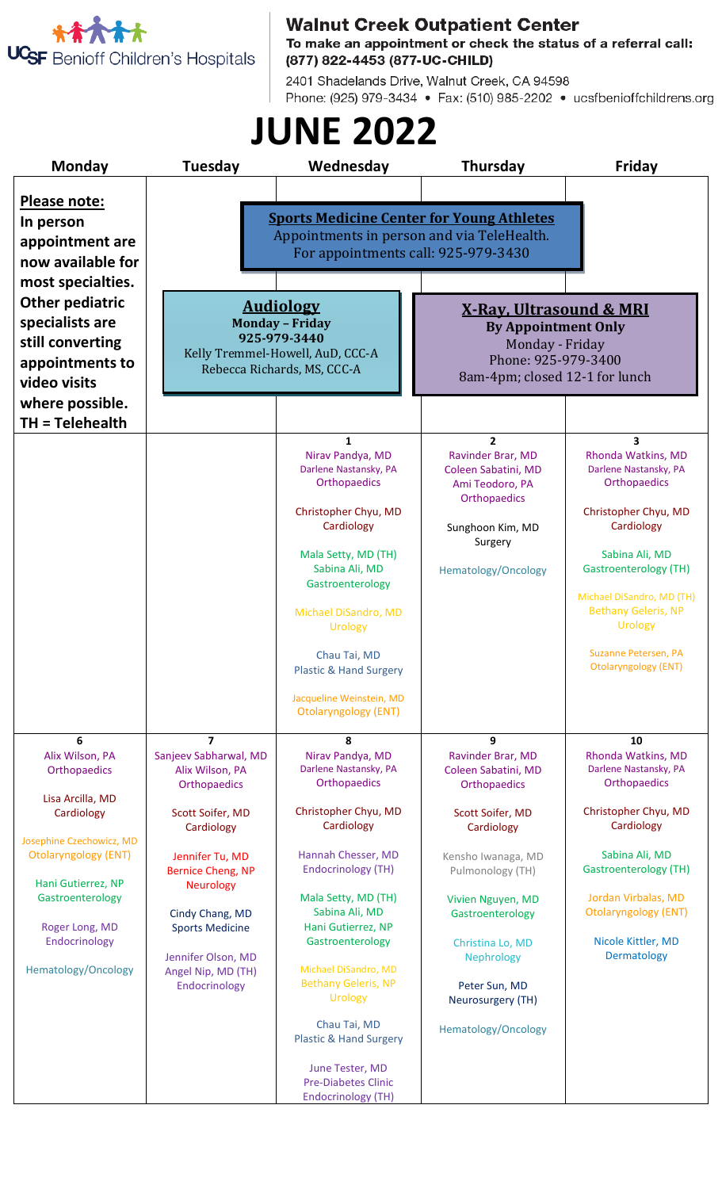UCSF Benioff Children's Hospitals

**Walnut Creek Outpatient Center**
**To make an appointment or check the status of a referral call: (877) 822-4453 (877-UC-CHILD)**

2401 Shadelands Drive, Walnut Creek, CA 94598
Phone: (925) 979-3434 • Fax: (510) 985-2202 • ucsfbenioffchildrens.org

# JUNE 2022

**Please note:**
**In person appointment are now available for most specialties. Other pediatric specialists are still converting appointments to video visits where possible.**
**TH = Telehealth**

**Sports Medicine Center for Young Athletes**
Appointments in person and via TeleHealth.
For appointments call: 925-979-3430

**Audiology**
**Monday – Friday**
**925-979-3440**
Kelly Tremmel-Howell, AuD, CCC-A
Rebecca Richards, MS, CCC-A

**X-Ray, Ultrasound & MRI**
**By Appointment Only**
Monday - Friday
Phone: 925-979-3400
8am-4pm; closed 12-1 for lunch

| Monday | Tuesday | Wednesday | Thursday | Friday |
|---|---|---|---|---|
| | | **1**<br>Nirav Pandya, MD<br>Darlene Nastansky, PA<br>Orthopaedics<br><br>Christopher Chyu, MD<br>Cardiology<br><br>Mala Setty, MD (TH)<br>Sabina Ali, MD<br>Gastroenterology<br><br>Michael DiSandro, MD<br>Urology<br><br>Chau Tai, MD<br>Plastic & Hand Surgery<br><br>Jacqueline Weinstein, MD<br>Otolaryngology (ENT) | **2**<br>Ravinder Brar, MD<br>Coleen Sabatini, MD<br>Ami Teodoro, PA<br>Orthopaedics<br><br>Sunghoon Kim, MD<br>Surgery<br><br>Hematology/Oncology | **3**<br>Rhonda Watkins, MD<br>Darlene Nastansky, PA<br>Orthopaedics<br><br>Christopher Chyu, MD<br>Cardiology<br><br>Sabina Ali, MD<br>Gastroenterology (TH)<br><br>Michael DiSandro, MD (TH)<br>Bethany Geleris, NP<br>Urology<br><br>Suzanne Petersen, PA<br>Otolaryngology (ENT) |
| **6**<br>Alix Wilson, PA<br>Orthopaedics<br><br>Lisa Arcilla, MD<br>Cardiology<br><br>Josephine Czechowicz, MD<br>Otolaryngology (ENT)<br><br>Hani Gutierrez, NP<br>Gastroenterology<br><br>Roger Long, MD<br>Endocrinology<br><br>Hematology/Oncology | **7**<br>Sanjeev Sabharwal, MD<br>Alix Wilson, PA<br>Orthopaedics<br><br>Scott Soifer, MD<br>Cardiology<br><br>Jennifer Tu, MD<br>Bernice Cheng, NP<br>Neurology<br><br>Cindy Chang, MD<br>Sports Medicine<br><br>Jennifer Olson, MD<br>Angel Nip, MD (TH)<br>Endocrinology | **8**<br>Nirav Pandya, MD<br>Darlene Nastansky, PA<br>Orthopaedics<br><br>Christopher Chyu, MD<br>Cardiology<br><br>Hannah Chesser, MD<br>Endocrinology (TH)<br><br>Mala Setty, MD (TH)<br>Sabina Ali, MD<br>Hani Gutierrez, NP<br>Gastroenterology<br><br>Michael DiSandro, MD<br>Bethany Geleris, NP<br>Urology<br><br>Chau Tai, MD<br>Plastic & Hand Surgery<br><br>June Tester, MD<br>Pre-Diabetes Clinic<br>Endocrinology (TH) | **9**<br>Ravinder Brar, MD<br>Coleen Sabatini, MD<br>Orthopaedics<br><br>Scott Soifer, MD<br>Cardiology<br><br>Kensho Iwanaga, MD<br>Pulmonology (TH)<br><br>Vivien Nguyen, MD<br>Gastroenterology<br><br>Christina Lo, MD<br>Nephrology<br><br>Peter Sun, MD<br>Neurosurgery (TH)<br><br>Hematology/Oncology | **10**<br>Rhonda Watkins, MD<br>Darlene Nastansky, PA<br>Orthopaedics<br><br>Christopher Chyu, MD<br>Cardiology<br><br>Sabina Ali, MD<br>Gastroenterology (TH)<br><br>Jordan Virbalas, MD<br>Otolaryngology (ENT)<br><br>Nicole Kittler, MD<br>Dermatology |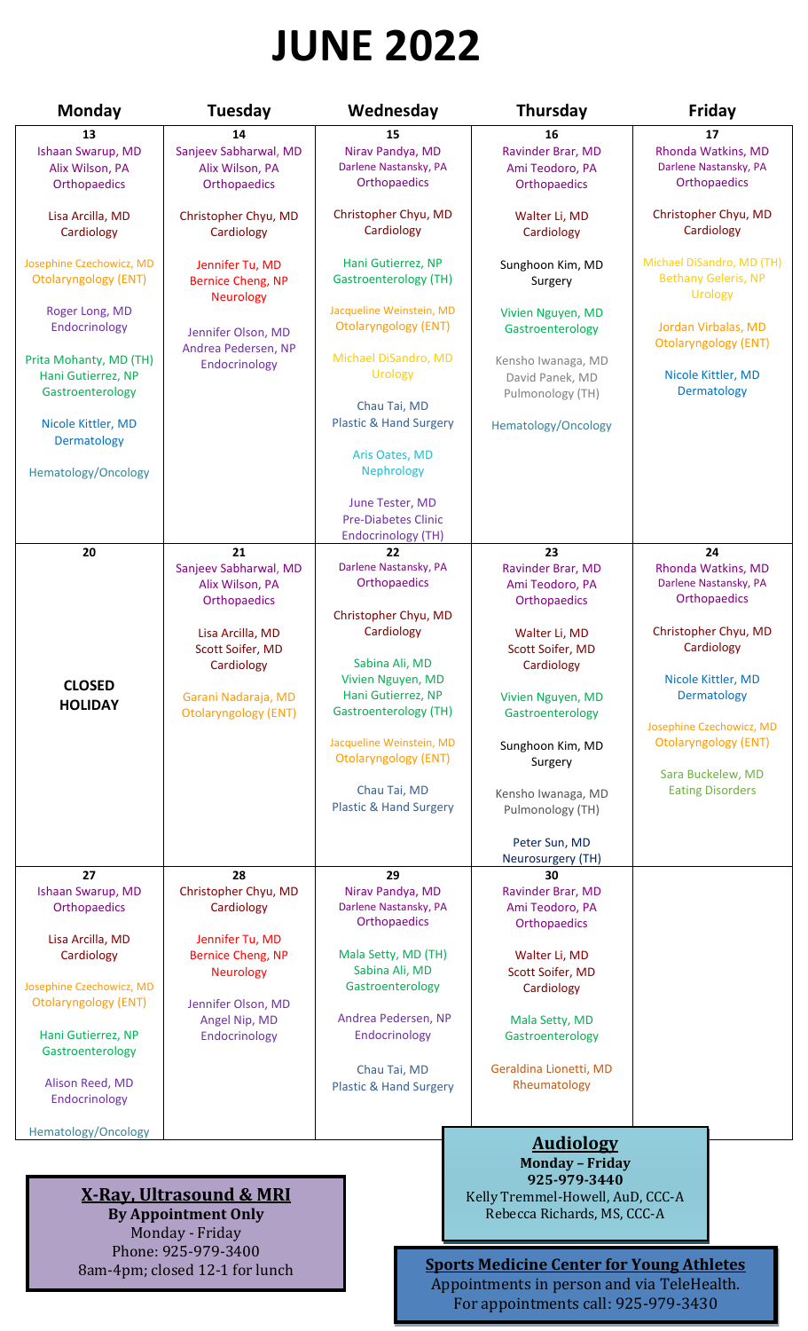# JUNE 2022

| Monday | Tuesday | Wednesday | Thursday | Friday |
|---|---|---|---|---|
| **13**<br>Ishaan Swarup, MD<br>Alix Wilson, PA<br>Orthopaedics<br><br>Lisa Arcilla, MD<br>Cardiology<br><br>Josephine Czechowicz, MD<br>Otolaryngology (ENT)<br><br>Roger Long, MD<br>Endocrinology<br><br>Prita Mohanty, MD (TH)<br>Hani Gutierrez, NP<br>Gastroenterology<br><br>Nicole Kittler, MD<br>Dermatology<br><br>Hematology/Oncology | **14**<br>Sanjeev Sabharwal, MD<br>Alix Wilson, PA<br>Orthopaedics<br><br>Christopher Chyu, MD<br>Cardiology<br><br>Jennifer Tu, MD<br>Bernice Cheng, NP<br>Neurology<br><br>Jennifer Olson, MD<br>Andrea Pedersen, NP<br>Endocrinology | **15**<br>Nirav Pandya, MD<br>Darlene Nastansky, PA<br>Orthopaedics<br><br>Christopher Chyu, MD<br>Cardiology<br><br>Hani Gutierrez, NP<br>Gastroenterology (TH)<br><br>Jacqueline Weinstein, MD<br>Otolaryngology (ENT)<br><br>Michael DiSandro, MD<br>Urology<br><br>Chau Tai, MD<br>Plastic & Hand Surgery<br><br>Aris Oates, MD<br>Nephrology<br><br>June Tester, MD<br>Pre-Diabetes Clinic<br>Endocrinology (TH) | **16**<br>Ravinder Brar, MD<br>Ami Teodoro, PA<br>Orthopaedics<br><br>Walter Li, MD<br>Cardiology<br><br>Sunghoon Kim, MD<br>Surgery<br><br>Vivien Nguyen, MD<br>Gastroenterology<br><br>Kensho Iwanaga, MD<br>David Panek, MD<br>Pulmonology (TH)<br><br>Hematology/Oncology | **17**<br>Rhonda Watkins, MD<br>Darlene Nastansky, PA<br>Orthopaedics<br><br>Christopher Chyu, MD<br>Cardiology<br><br>Michael DiSandro, MD (TH)<br>Bethany Geleris, NP<br>Urology<br><br>Jordan Virbalas, MD<br>Otolaryngology (ENT)<br><br>Nicole Kittler, MD<br>Dermatology |
| **20**<br><br>**CLOSED HOLIDAY** | **21**<br>Sanjeev Sabharwal, MD<br>Alix Wilson, PA<br>Orthopaedics<br><br>Lisa Arcilla, MD<br>Scott Soifer, MD<br>Cardiology<br><br>Garani Nadaraja, MD<br>Otolaryngology (ENT) | **22**<br>Darlene Nastansky, PA<br>Orthopaedics<br><br>Christopher Chyu, MD<br>Cardiology<br><br>Sabina Ali, MD<br>Vivien Nguyen, MD<br>Hani Gutierrez, NP<br>Gastroenterology (TH)<br><br>Jacqueline Weinstein, MD<br>Otolaryngology (ENT)<br><br>Chau Tai, MD<br>Plastic & Hand Surgery | **23**<br>Ravinder Brar, MD<br>Ami Teodoro, PA<br>Orthopaedics<br><br>Walter Li, MD<br>Scott Soifer, MD<br>Cardiology<br><br>Vivien Nguyen, MD<br>Gastroenterology<br><br>Sunghoon Kim, MD<br>Surgery<br><br>Kensho Iwanaga, MD<br>Pulmonology (TH)<br><br>Peter Sun, MD<br>Neurosurgery (TH) | **24**<br>Rhonda Watkins, MD<br>Darlene Nastansky, PA<br>Orthopaedics<br><br>Christopher Chyu, MD<br>Cardiology<br><br>Nicole Kittler, MD<br>Dermatology<br><br>Josephine Czechowicz, MD<br>Otolaryngology (ENT)<br><br>Sara Buckelew, MD<br>Eating Disorders |
| **27**<br>Ishaan Swarup, MD<br>Orthopaedics<br><br>Lisa Arcilla, MD<br>Cardiology<br><br>Josephine Czechowicz, MD<br>Otolaryngology (ENT)<br><br>Hani Gutierrez, NP<br>Gastroenterology<br><br>Alison Reed, MD<br>Endocrinology<br><br>Hematology/Oncology | **28**<br>Christopher Chyu, MD<br>Cardiology<br><br>Jennifer Tu, MD<br>Bernice Cheng, NP<br>Neurology<br><br>Jennifer Olson, MD<br>Angel Nip, MD<br>Endocrinology | **29**<br>Nirav Pandya, MD<br>Darlene Nastansky, PA<br>Orthopaedics<br><br>Mala Setty, MD (TH)<br>Sabina Ali, MD<br>Gastroenterology<br><br>Andrea Pedersen, NP<br>Endocrinology<br><br>Chau Tai, MD<br>Plastic & Hand Surgery | **30**<br>Ravinder Brar, MD<br>Ami Teodoro, PA<br>Orthopaedics<br><br>Walter Li, MD<br>Scott Soifer, MD<br>Cardiology<br><br>Mala Setty, MD<br>Gastroenterology<br><br>Geraldina Lionetti, MD<br>Rheumatology | |

**X-Ray, Ultrasound & MRI**
**By Appointment Only**
Monday - Friday
Phone: 925-979-3400
8am-4pm; closed 12-1 for lunch

**Audiology**
**Monday – Friday**
**925-979-3440**
Kelly Tremmel-Howell, AuD, CCC-A
Rebecca Richards, MS, CCC-A

**Sports Medicine Center for Young Athletes**
Appointments in person and via TeleHealth.
For appointments call: 925-979-3430